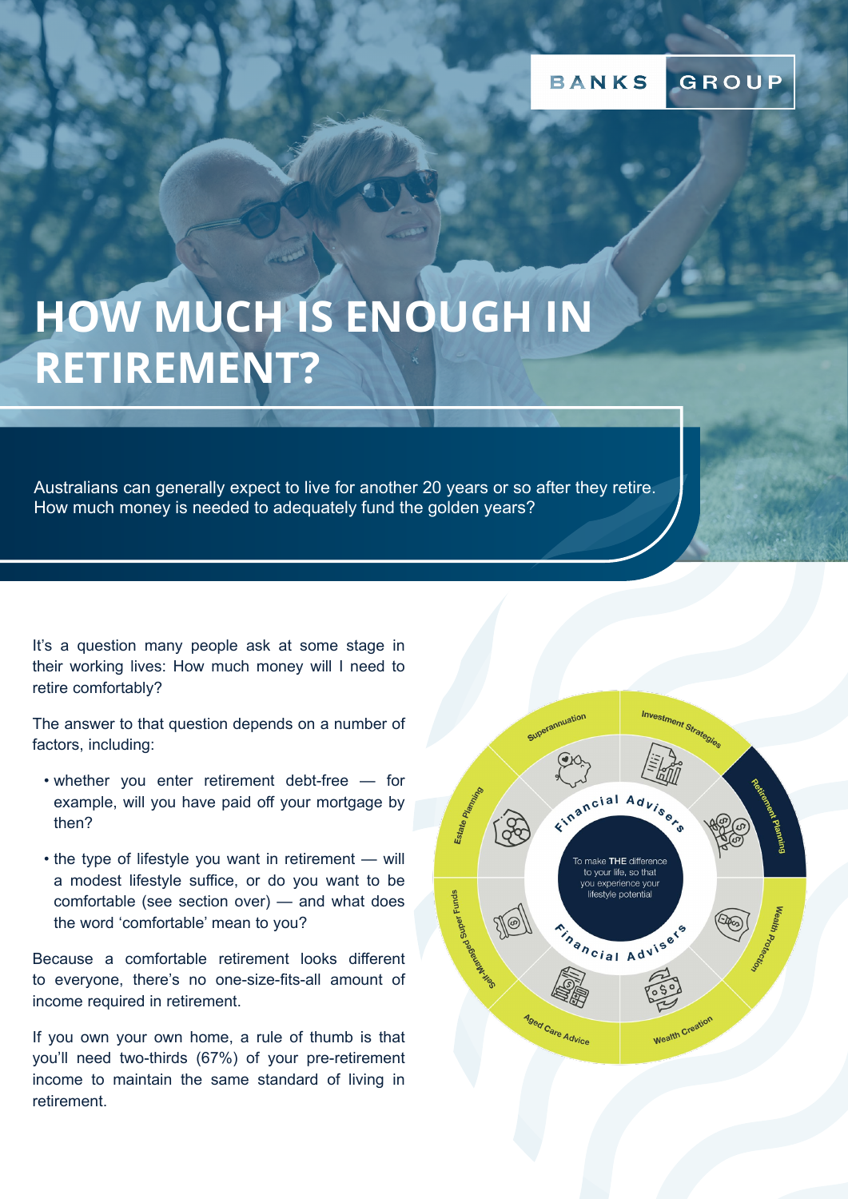# HOW MUCH IS ENOUGH IN RETIREMENT?

Australians can generally expect to live for another 20 years or so after they retire. How much money is needed to adequately fund the golden years?

It's a question many people ask at some stage in their working lives: How much money will I need to retire comfortably?

The answer to that question depends on a number of factors, including:

- whether you enter retirement debt-free — for example, will you have paid off your mortgage by then?
- the type of lifestyle you want in retirement — will a modest lifestyle suffice, or do you want to be comfortable (see section over) — and what does the word 'comfortable' mean to you?

Because a comfortable retirement looks different to everyone, there's no one-size-fits-all amount of income required in retirement.

If you own your own home, a rule of thumb is that you'll need two-thirds (67%) of your pre-retirement income to maintain the same standard of living in retirement.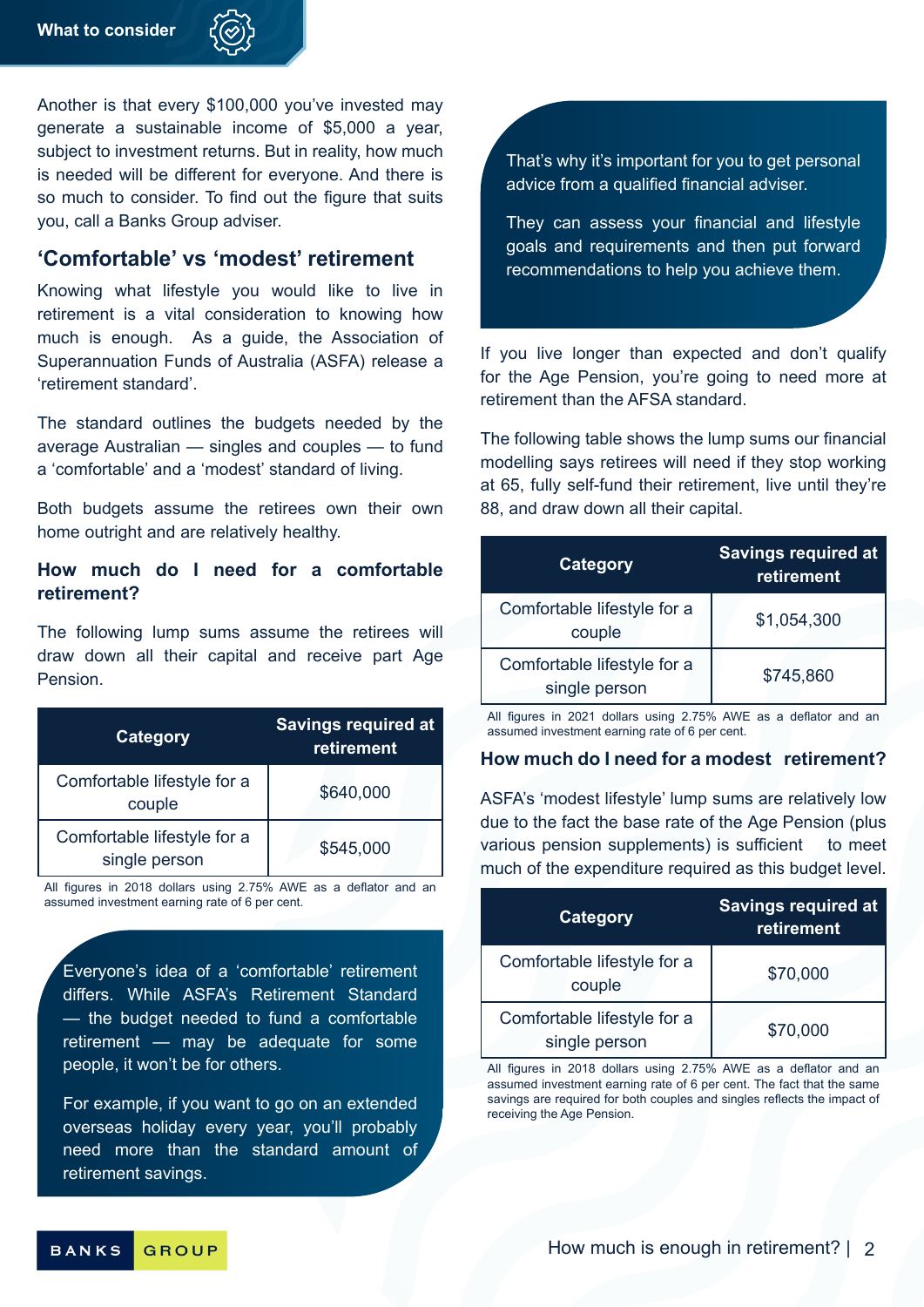## What to consider

Another is that every $100,000 you've invested may generate a sustainable income of $5,000 a year, subject to investment returns. But in reality, how much is needed will be different for everyone. And there is so much to consider. To find out the figure that suits you, call a Banks Group adviser.

## 'Comfortable' vs 'modest' retirement

Knowing what lifestyle you would like to live in retirement is a vital consideration to knowing how much is enough. As a guide, the Association of Superannuation Funds of Australia (ASFA) release a 'retirement standard'.

The standard outlines the budgets needed by the average Australian — singles and couples — to fund a 'comfortable' and a 'modest' standard of living.

Both budgets assume the retirees own their own home outright and are relatively healthy.

### How much do I need for a comfortable retirement?

The following lump sums assume the retirees will draw down all their capital and receive part Age Pension.

| Category | Savings required at retirement |
|---|---|
| Comfortable lifestyle for a couple | $640,000 |
| Comfortable lifestyle for a single person | $545,000 |

All figures in 2018 dollars using 2.75% AWE as a deflator and an assumed investment earning rate of 6 per cent.

Everyone's idea of a 'comfortable' retirement differs. While ASFA's Retirement Standard — the budget needed to fund a comfortable retirement — may be adequate for some people, it won't be for others.

For example, if you want to go on an extended overseas holiday every year, you'll probably need more than the standard amount of retirement savings.

That's why it's important for you to get personal advice from a qualified financial adviser.

They can assess your financial and lifestyle goals and requirements and then put forward recommendations to help you achieve them.

If you live longer than expected and don't qualify for the Age Pension, you're going to need more at retirement than the AFSA standard.

The following table shows the lump sums our financial modelling says retirees will need if they stop working at 65, fully self-fund their retirement, live until they're 88, and draw down all their capital.

| Category | Savings required at retirement |
|---|---|
| Comfortable lifestyle for a couple | $1,054,300 |
| Comfortable lifestyle for a single person | $745,860 |

All figures in 2021 dollars using 2.75% AWE as a deflator and an assumed investment earning rate of 6 per cent.

### How much do I need for a modest retirement?

ASFA's 'modest lifestyle' lump sums are relatively low due to the fact the base rate of the Age Pension (plus various pension supplements) is sufficient to meet much of the expenditure required as this budget level.

| Category | Savings required at retirement |
|---|---|
| Comfortable lifestyle for a couple | $70,000 |
| Comfortable lifestyle for a single person | $70,000 |

All figures in 2018 dollars using 2.75% AWE as a deflator and an assumed investment earning rate of 6 per cent. The fact that the same savings are required for both couples and singles reflects the impact of receiving the Age Pension.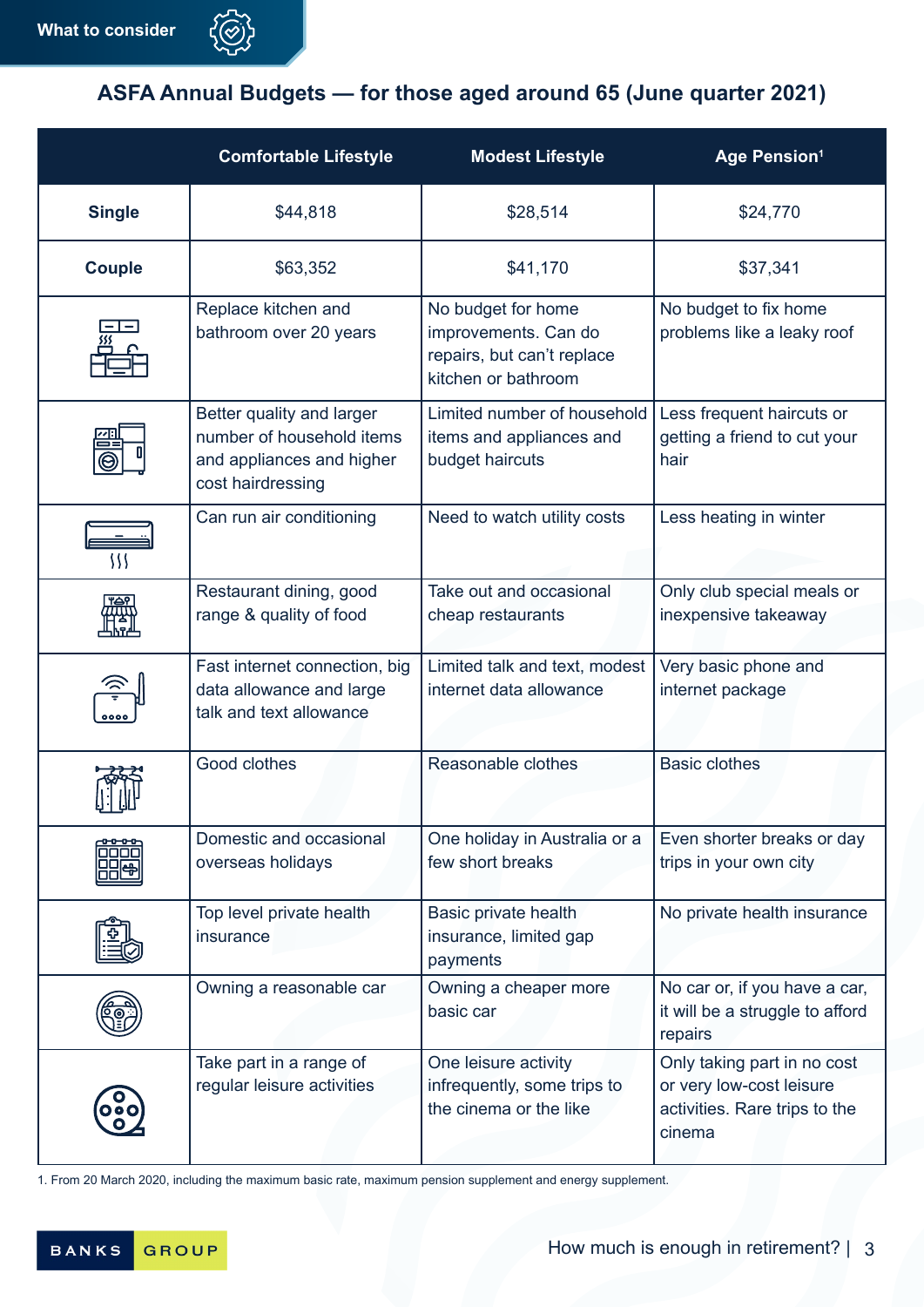What to consider

## ASFA Annual Budgets — for those aged around 65 (June quarter 2021)

| | Comfortable Lifestyle | Modest Lifestyle | Age Pension[1] |
|---|---|---|---|
| **Single** | $44,818 | $28,514 | $24,770 |
| **Couple** | $63,352 | $41,170 | $37,341 |
| | Replace kitchen and bathroom over 20 years | No budget for home improvements. Can do repairs, but can't replace kitchen or bathroom | No budget to fix home problems like a leaky roof |
| | Better quality and larger number of household items and appliances and higher cost hairdressing | Limited number of household items and appliances and budget haircuts | Less frequent haircuts or getting a friend to cut your hair |
| | Can run air conditioning | Need to watch utility costs | Less heating in winter |
| | Restaurant dining, good range & quality of food | Take out and occasional cheap restaurants | Only club special meals or inexpensive takeaway |
| | Fast internet connection, big data allowance and large talk and text allowance | Limited talk and text, modest internet data allowance | Very basic phone and internet package |
| | Good clothes | Reasonable clothes | Basic clothes |
| | Domestic and occasional overseas holidays | One holiday in Australia or a few short breaks | Even shorter breaks or day trips in your own city |
| | Top level private health insurance | Basic private health insurance, limited gap payments | No private health insurance |
| | Owning a reasonable car | Owning a cheaper more basic car | No car or, if you have a car, it will be a struggle to afford repairs |
| | Take part in a range of regular leisure activities | One leisure activity infrequently, some trips to the cinema or the like | Only taking part in no cost or very low-cost leisure activities. Rare trips to the cinema |

1. From 20 March 2020, including the maximum basic rate, maximum pension supplement and energy supplement.

BANKS GROUP

How much is enough in retirement?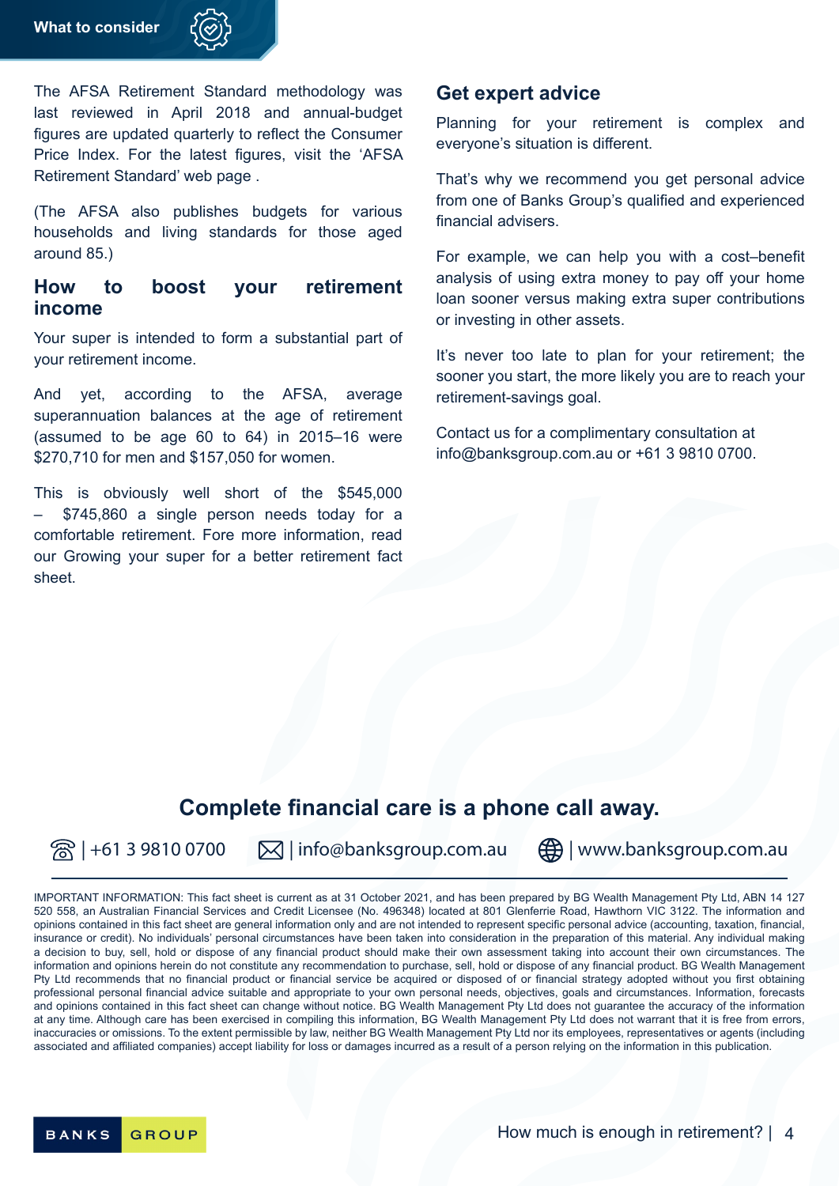## What to consider

The AFSA Retirement Standard methodology was last reviewed in April 2018 and annual-budget figures are updated quarterly to reflect the Consumer Price Index. For the latest figures, visit the 'AFSA Retirement Standard' web page .

(The AFSA also publishes budgets for various households and living standards for those aged around 85.)

## How to boost your retirement income

Your super is intended to form a substantial part of your retirement income.

And yet, according to the AFSA, average superannuation balances at the age of retirement (assumed to be age 60 to 64) in 2015–16 were $270,710 for men and $157,050 for women.

This is obviously well short of the $545,000 – $745,860 a single person needs today for a comfortable retirement. Fore more information, read our Growing your super for a better retirement fact sheet.

## Get expert advice

Planning for your retirement is complex and everyone's situation is different.

That's why we recommend you get personal advice from one of Banks Group's qualified and experienced financial advisers.

For example, we can help you with a cost–benefit analysis of using extra money to pay off your home loan sooner versus making extra super contributions or investing in other assets.

It's never too late to plan for your retirement; the sooner you start, the more likely you are to reach your retirement-savings goal.

Contact us for a complimentary consultation at info@banksgroup.com.au or +61 3 9810 0700.

## Complete financial care is a phone call away.

| +61 3 9810 0700 | info@banksgroup.com.au | www.banksgroup.com.au

IMPORTANT INFORMATION: This fact sheet is current as at 31 October 2021, and has been prepared by BG Wealth Management Pty Ltd, ABN 14 127 520 558, an Australian Financial Services and Credit Licensee (No. 496348) located at 801 Glenferrie Road, Hawthorn VIC 3122. The information and opinions contained in this fact sheet are general information only and are not intended to represent specific personal advice (accounting, taxation, financial, insurance or credit). No individuals' personal circumstances have been taken into consideration in the preparation of this material. Any individual making a decision to buy, sell, hold or dispose of any financial product should make their own assessment taking into account their own circumstances. The information and opinions herein do not constitute any recommendation to purchase, sell, hold or dispose of any financial product. BG Wealth Management Pty Ltd recommends that no financial product or financial service be acquired or disposed of or financial strategy adopted without you first obtaining professional personal financial advice suitable and appropriate to your own personal needs, objectives, goals and circumstances. Information, forecasts and opinions contained in this fact sheet can change without notice. BG Wealth Management Pty Ltd does not guarantee the accuracy of the information at any time. Although care has been exercised in compiling this information, BG Wealth Management Pty Ltd does not warrant that it is free from errors, inaccuracies or omissions. To the extent permissible by law, neither BG Wealth Management Pty Ltd nor its employees, representatives or agents (including associated and affiliated companies) accept liability for loss or damages incurred as a result of a person relying on the information in this publication.

BANKS GROUP